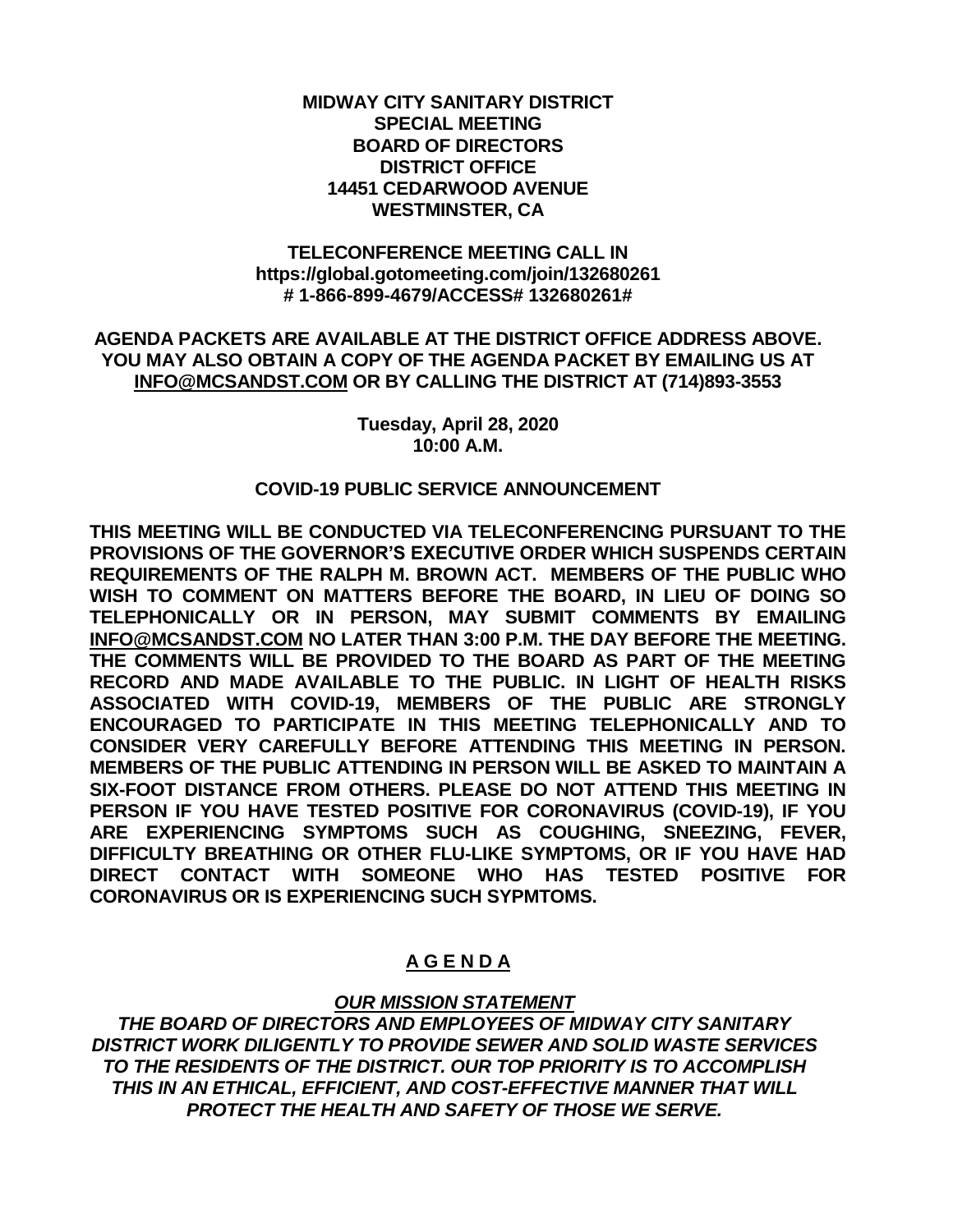**MIDWAY CITY SANITARY DISTRICT**
**SPECIAL MEETING**
**BOARD OF DIRECTORS**
**DISTRICT OFFICE**
**14451 CEDARWOOD AVENUE**
**WESTMINSTER, CA**

**TELECONFERENCE MEETING CALL IN**
**https://global.gotomeeting.com/join/132680261**
**# 1-866-899-4679/ACCESS# 132680261#**

**AGENDA PACKETS ARE AVAILABLE AT THE DISTRICT OFFICE ADDRESS ABOVE. YOU MAY ALSO OBTAIN A COPY OF THE AGENDA PACKET BY EMAILING US AT INFO@MCSANDST.COM OR BY CALLING THE DISTRICT AT (714)893-3553**

**Tuesday, April 28, 2020**
**10:00 A.M.**

**COVID-19 PUBLIC SERVICE ANNOUNCEMENT**

**THIS MEETING WILL BE CONDUCTED VIA TELECONFERENCING PURSUANT TO THE PROVISIONS OF THE GOVERNOR'S EXECUTIVE ORDER WHICH SUSPENDS CERTAIN REQUIREMENTS OF THE RALPH M. BROWN ACT. MEMBERS OF THE PUBLIC WHO WISH TO COMMENT ON MATTERS BEFORE THE BOARD, IN LIEU OF DOING SO TELEPHONICALLY OR IN PERSON, MAY SUBMIT COMMENTS BY EMAILING INFO@MCSANDST.COM NO LATER THAN 3:00 P.M. THE DAY BEFORE THE MEETING. THE COMMENTS WILL BE PROVIDED TO THE BOARD AS PART OF THE MEETING RECORD AND MADE AVAILABLE TO THE PUBLIC. IN LIGHT OF HEALTH RISKS ASSOCIATED WITH COVID-19, MEMBERS OF THE PUBLIC ARE STRONGLY ENCOURAGED TO PARTICIPATE IN THIS MEETING TELEPHONICALLY AND TO CONSIDER VERY CAREFULLY BEFORE ATTENDING THIS MEETING IN PERSON. MEMBERS OF THE PUBLIC ATTENDING IN PERSON WILL BE ASKED TO MAINTAIN A SIX-FOOT DISTANCE FROM OTHERS. PLEASE DO NOT ATTEND THIS MEETING IN PERSON IF YOU HAVE TESTED POSITIVE FOR CORONAVIRUS (COVID-19), IF YOU ARE EXPERIENCING SYMPTOMS SUCH AS COUGHING, SNEEZING, FEVER, DIFFICULTY BREATHING OR OTHER FLU-LIKE SYMPTOMS, OR IF YOU HAVE HAD DIRECT CONTACT WITH SOMEONE WHO HAS TESTED POSITIVE FOR CORONAVIRUS OR IS EXPERIENCING SUCH SYPMTOMS.**

# A G E N D A

***OUR MISSION STATEMENT***

***THE BOARD OF DIRECTORS AND EMPLOYEES OF MIDWAY CITY SANITARY DISTRICT WORK DILIGENTLY TO PROVIDE SEWER AND SOLID WASTE SERVICES TO THE RESIDENTS OF THE DISTRICT. OUR TOP PRIORITY IS TO ACCOMPLISH THIS IN AN ETHICAL, EFFICIENT, AND COST-EFFECTIVE MANNER THAT WILL PROTECT THE HEALTH AND SAFETY OF THOSE WE SERVE.***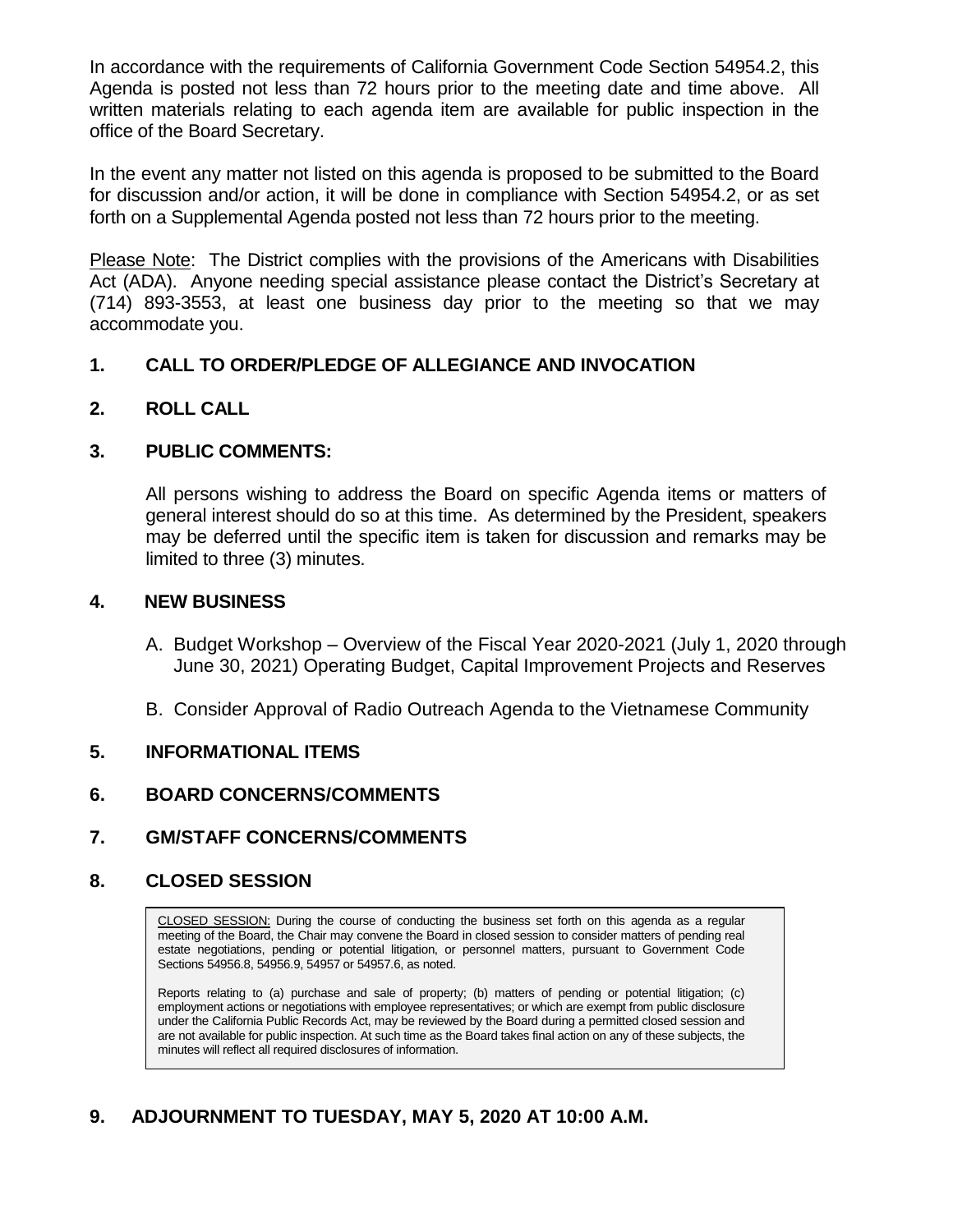In accordance with the requirements of California Government Code Section 54954.2, this Agenda is posted not less than 72 hours prior to the meeting date and time above. All written materials relating to each agenda item are available for public inspection in the office of the Board Secretary.

In the event any matter not listed on this agenda is proposed to be submitted to the Board for discussion and/or action, it will be done in compliance with Section 54954.2, or as set forth on a Supplemental Agenda posted not less than 72 hours prior to the meeting.

Please Note: The District complies with the provisions of the Americans with Disabilities Act (ADA). Anyone needing special assistance please contact the District's Secretary at (714) 893-3553, at least one business day prior to the meeting so that we may accommodate you.

## 1. CALL TO ORDER/PLEDGE OF ALLEGIANCE AND INVOCATION

## 2. ROLL CALL

## 3. PUBLIC COMMENTS:

All persons wishing to address the Board on specific Agenda items or matters of general interest should do so at this time. As determined by the President, speakers may be deferred until the specific item is taken for discussion and remarks may be limited to three (3) minutes.

## 4. NEW BUSINESS

A. Budget Workshop – Overview of the Fiscal Year 2020-2021 (July 1, 2020 through June 30, 2021) Operating Budget, Capital Improvement Projects and Reserves

B. Consider Approval of Radio Outreach Agenda to the Vietnamese Community

## 5. INFORMATIONAL ITEMS

## 6. BOARD CONCERNS/COMMENTS

## 7. GM/STAFF CONCERNS/COMMENTS

## 8. CLOSED SESSION

CLOSED SESSION: During the course of conducting the business set forth on this agenda as a regular meeting of the Board, the Chair may convene the Board in closed session to consider matters of pending real estate negotiations, pending or potential litigation, or personnel matters, pursuant to Government Code Sections 54956.8, 54956.9, 54957 or 54957.6, as noted.

Reports relating to (a) purchase and sale of property; (b) matters of pending or potential litigation; (c) employment actions or negotiations with employee representatives; or which are exempt from public disclosure under the California Public Records Act, may be reviewed by the Board during a permitted closed session and are not available for public inspection. At such time as the Board takes final action on any of these subjects, the minutes will reflect all required disclosures of information.

## 9. ADJOURNMENT TO TUESDAY, MAY 5, 2020 AT 10:00 A.M.